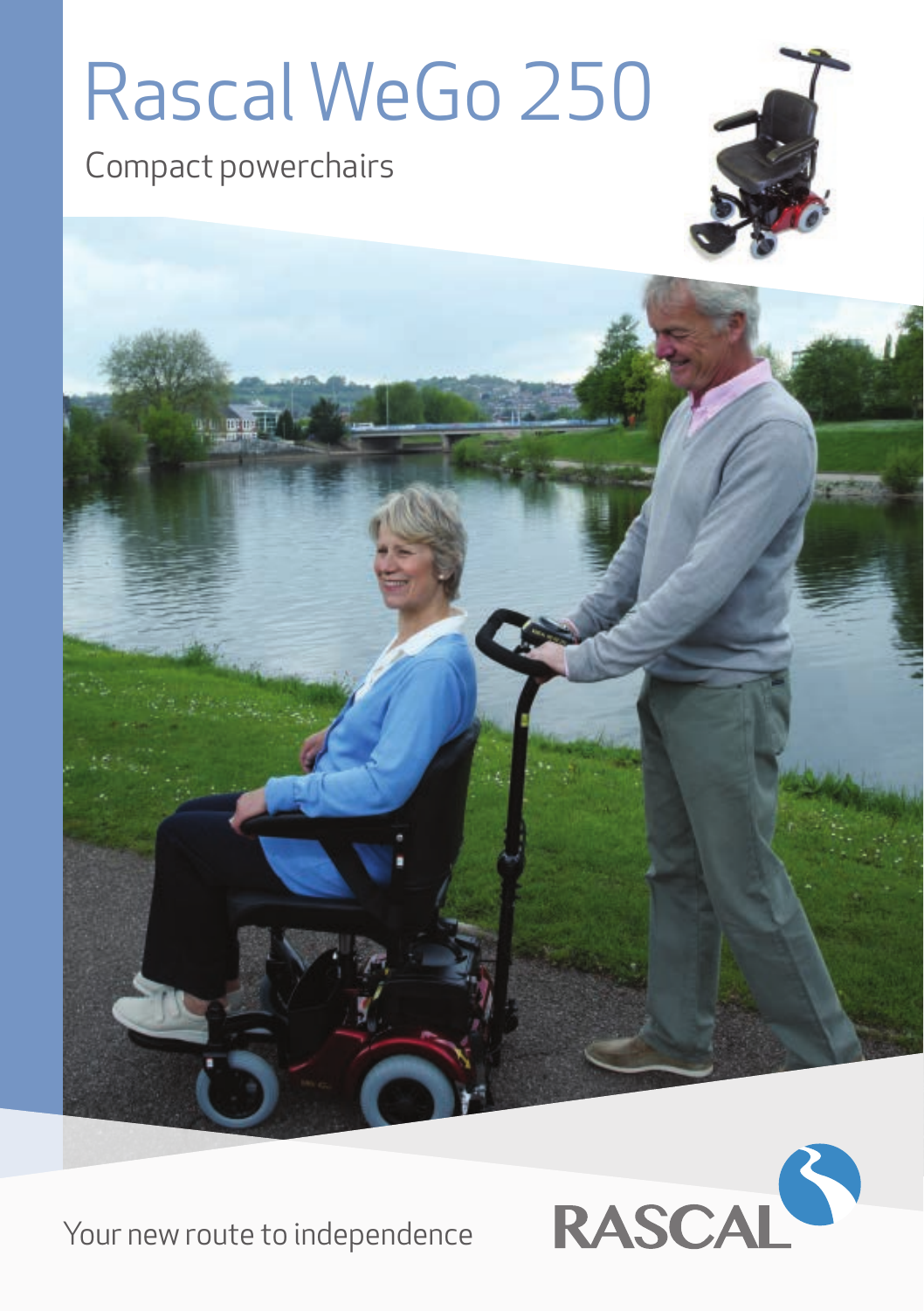# Rascal WeGo 250

Compact powerchairs

Your new route to independence

RASCAL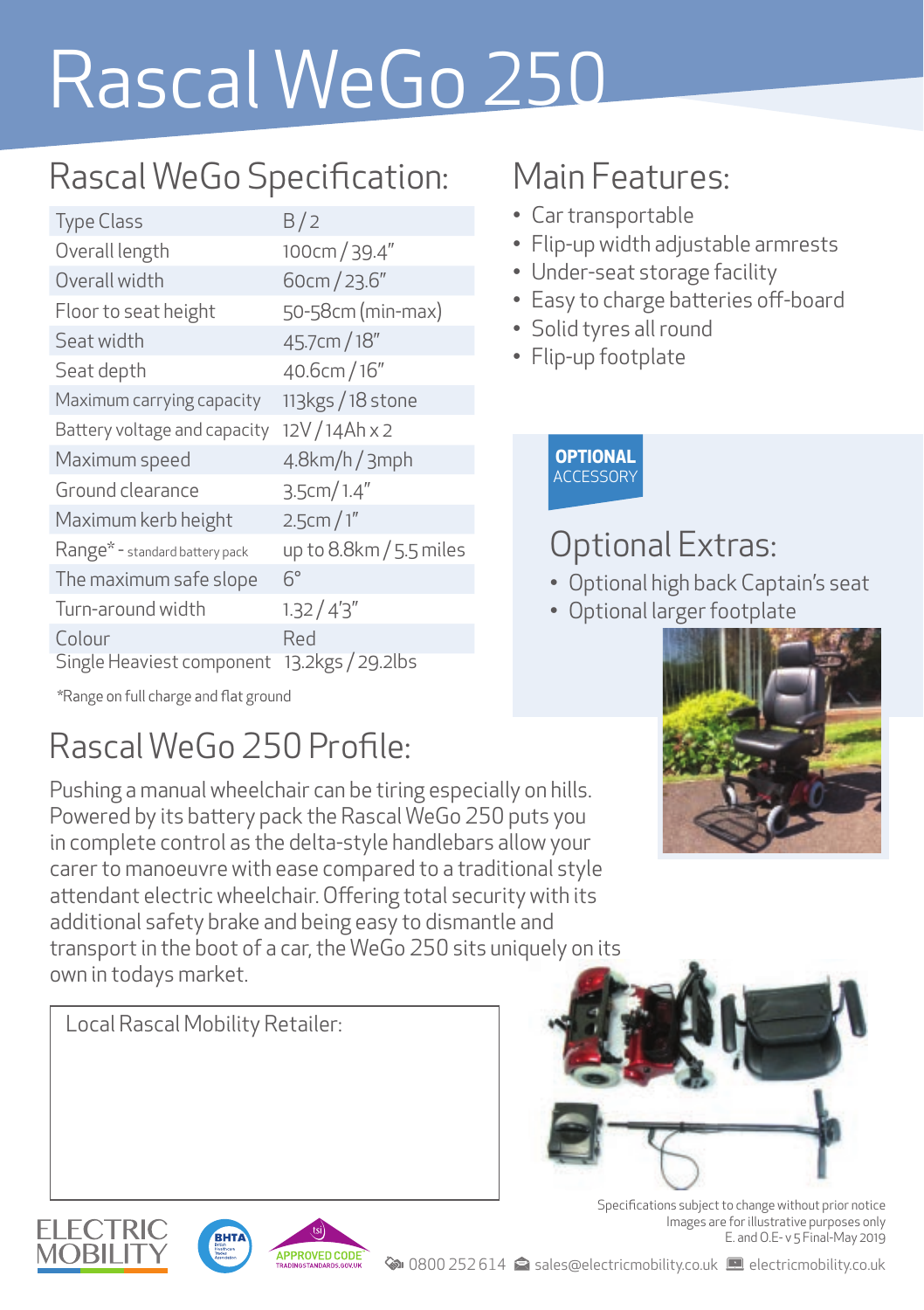# Rascal WeGo 250

## Rascal WeGo Specification:

| | |
|---|---|
| Type Class | B / 2 |
| Overall length | 100cm / 39.4" |
| Overall width | 60cm / 23.6" |
| Floor to seat height | 50-58cm (min-max) |
| Seat width | 45.7cm / 18" |
| Seat depth | 40.6cm / 16" |
| Maximum carrying capacity | 113kgs / 18 stone |
| Battery voltage and capacity | 12V / 14Ah x 2 |
| Maximum speed | 4.8km/h / 3mph |
| Ground clearance | 3.5cm/ 1.4" |
| Maximum kerb height | 2.5cm / 1" |
| Range* - standard battery pack | up to 8.8km / 5.5 miles |
| The maximum safe slope | 6° |
| Turn-around width | 1.32 / 4'3" |
| Colour | Red |
| Single Heaviest component | 13.2kgs / 29.2lbs |

*Range on full charge and flat ground

## Main Features:

- Car transportable
- Flip-up width adjustable armrests
- Under-seat storage facility
- Easy to charge batteries off-board
- Solid tyres all round
- Flip-up footplate

**OPTIONAL** ACCESSORY

## Optional Extras:

- Optional high back Captain's seat
- Optional larger footplate

## Rascal WeGo 250 Profile:

Pushing a manual wheelchair can be tiring especially on hills. Powered by its battery pack the Rascal WeGo 250 puts you in complete control as the delta-style handlebars allow your carer to manoeuvre with ease compared to a traditional style attendant electric wheelchair. Offering total security with its additional safety brake and being easy to dismantle and transport in the boot of a car, the WeGo 250 sits uniquely on its own in todays market.

Local Rascal Mobility Retailer:

Specifications subject to change without prior notice
Images are for illustrative purposes only
E. and O.E- v 5 Final-May 2019

ELECTRIC MOBILITY

BHTA

APPROVED CODE TRADINGSTANDARDS.GOV.UK

0800 252 614 sales@electricmobility.co.uk electricmobility.co.uk